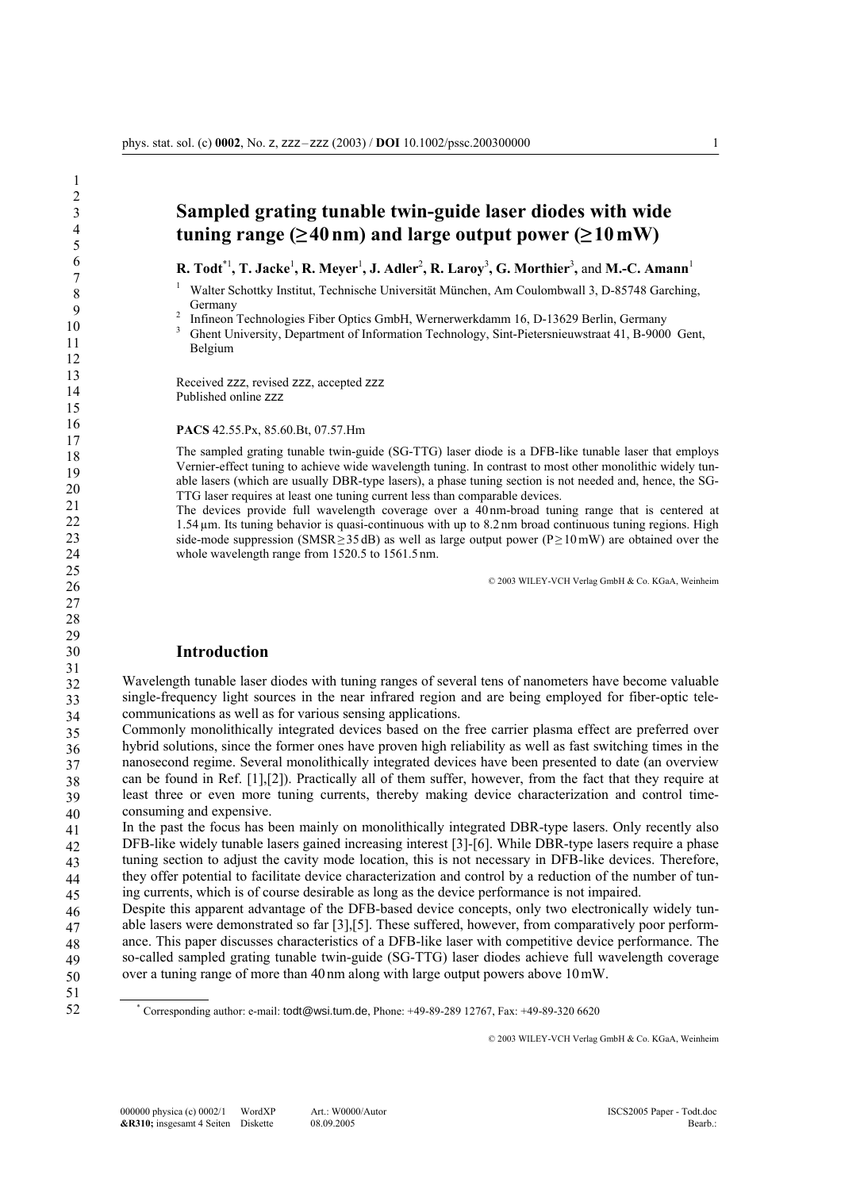# Sampled grating tunable twin-guide laser diodes with wide tuning range (≥40 nm) and large output power (≥10 mW)

**R. Todt**[*1], **T. Jacke**[1], **R. Meyer**[1], **J. Adler**[2], **R. Laroy**[3], **G. Morthier**[3], and **M.-C. Amann**[1]

[1] Walter Schottky Institut, Technische Universität München, Am Coulombwall 3, D-85748 Garching, Germany

[2] Infineon Technologies Fiber Optics GmbH, Wernerwerkdamm 16, D-13629 Berlin, Germany

[3] Ghent University, Department of Information Technology, Sint-Pietersnieuwstraat 41, B-9000 Gent, Belgium

Received zzz, revised zzz, accepted zzz
Published online zzz

**PACS** 42.55.Px, 85.60.Bt, 07.57.Hm

The sampled grating tunable twin-guide (SG-TTG) laser diode is a DFB-like tunable laser that employs Vernier-effect tuning to achieve wide wavelength tuning. In contrast to most other monolithic widely tunable lasers (which are usually DBR-type lasers), a phase tuning section is not needed and, hence, the SG-TTG laser requires at least one tuning current less than comparable devices.
The devices provide full wavelength coverage over a 40 nm-broad tuning range that is centered at 1.54 µm. Its tuning behavior is quasi-continuous with up to 8.2 nm broad continuous tuning regions. High side-mode suppression (SMSR ≥ 35 dB) as well as large output power (P ≥ 10 mW) are obtained over the whole wavelength range from 1520.5 to 1561.5 nm.

© 2003 WILEY-VCH Verlag GmbH & Co. KGaA, Weinheim

## Introduction

Wavelength tunable laser diodes with tuning ranges of several tens of nanometers have become valuable single-frequency light sources in the near infrared region and are being employed for fiber-optic telecommunications as well as for various sensing applications.
Commonly monolithically integrated devices based on the free carrier plasma effect are preferred over hybrid solutions, since the former ones have proven high reliability as well as fast switching times in the nanosecond regime. Several monolithically integrated devices have been presented to date (an overview can be found in Ref. [1],[2]). Practically all of them suffer, however, from the fact that they require at least three or even more tuning currents, thereby making device characterization and control time-consuming and expensive.
In the past the focus has been mainly on monolithically integrated DBR-type lasers. Only recently also DFB-like widely tunable lasers gained increasing interest [3]-[6]. While DBR-type lasers require a phase tuning section to adjust the cavity mode location, this is not necessary in DFB-like devices. Therefore, they offer potential to facilitate device characterization and control by a reduction of the number of tuning currents, which is of course desirable as long as the device performance is not impaired.
Despite this apparent advantage of the DFB-based device concepts, only two electronically widely tunable lasers were demonstrated so far [3],[5]. These suffered, however, from comparatively poor performance. This paper discusses characteristics of a DFB-like laser with competitive device performance. The so-called sampled grating tunable twin-guide (SG-TTG) laser diodes achieve full wavelength coverage over a tuning range of more than 40 nm along with large output powers above 10 mW.

[*] Corresponding author: e-mail: todt@wsi.tum.de, Phone: +49-89-289 12767, Fax: +49-89-320 6620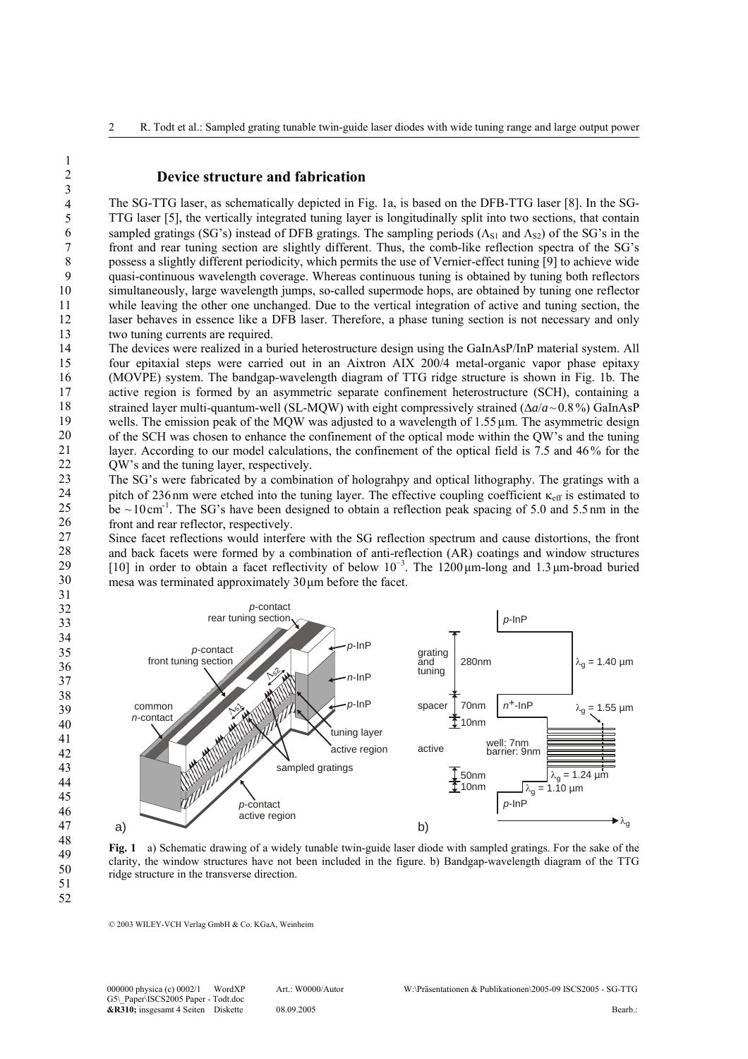## Device structure and fabrication

The SG-TTG laser, as schematically depicted in Fig. 1a, is based on the DFB-TTG laser [8]. In the SG-TTG laser [5], the vertically integrated tuning layer is longitudinally split into two sections, that contain sampled gratings (SG's) instead of DFB gratings. The sampling periods ($\Lambda_{S1}$ and $\Lambda_{S2}$) of the SG's in the front and rear tuning section are slightly different. Thus, the comb-like reflection spectra of the SG's possess a slightly different periodicity, which permits the use of Vernier-effect tuning [9] to achieve wide quasi-continuous wavelength coverage. Whereas continuous tuning is obtained by tuning both reflectors simultaneously, large wavelength jumps, so-called supermode hops, are obtained by tuning one reflector while leaving the other one unchanged. Due to the vertical integration of active and tuning section, the laser behaves in essence like a DFB laser. Therefore, a phase tuning section is not necessary and only two tuning currents are required.

The devices were realized in a buried heterostructure design using the GaInAsP/InP material system. All four epitaxial steps were carried out in an Aixtron AIX 200/4 metal-organic vapor phase epitaxy (MOVPE) system. The bandgap-wavelength diagram of TTG ridge structure is shown in Fig. 1b. The active region is formed by an asymmetric separate confinement heterostructure (SCH), containing a strained layer multi-quantum-well (SL-MQW) with eight compressively strained ($\Delta a/a \sim 0.8\,\%$) GaInAsP wells. The emission peak of the MQW was adjusted to a wavelength of 1.55 µm. The asymmetric design of the SCH was chosen to enhance the confinement of the optical mode within the QW's and the tuning layer. According to our model calculations, the confinement of the optical field is 7.5 and 46 % for the QW's and the tuning layer, respectively.

The SG's were fabricated by a combination of holograhpy and optical lithography. The gratings with a pitch of 236 nm were etched into the tuning layer. The effective coupling coefficient $\kappa_{\text{eff}}$ is estimated to be $\sim 10\,\text{cm}^{-1}$. The SG's have been designed to obtain a reflection peak spacing of 5.0 and 5.5 nm in the front and rear reflector, respectively.

Since facet reflections would interfere with the SG reflection spectrum and cause distortions, the front and back facets were formed by a combination of anti-reflection (AR) coatings and window structures [10] in order to obtain a facet reflectivity of below $10^{-3}$. The 1200 µm-long and 1.3 µm-broad buried mesa was terminated approximately 30 µm before the facet.

**Fig. 1** a) Schematic drawing of a widely tunable twin-guide laser diode with sampled gratings. For the sake of the clarity, the window structures have not been included in the figure. b) Bandgap-wavelength diagram of the TTG ridge structure in the transverse direction.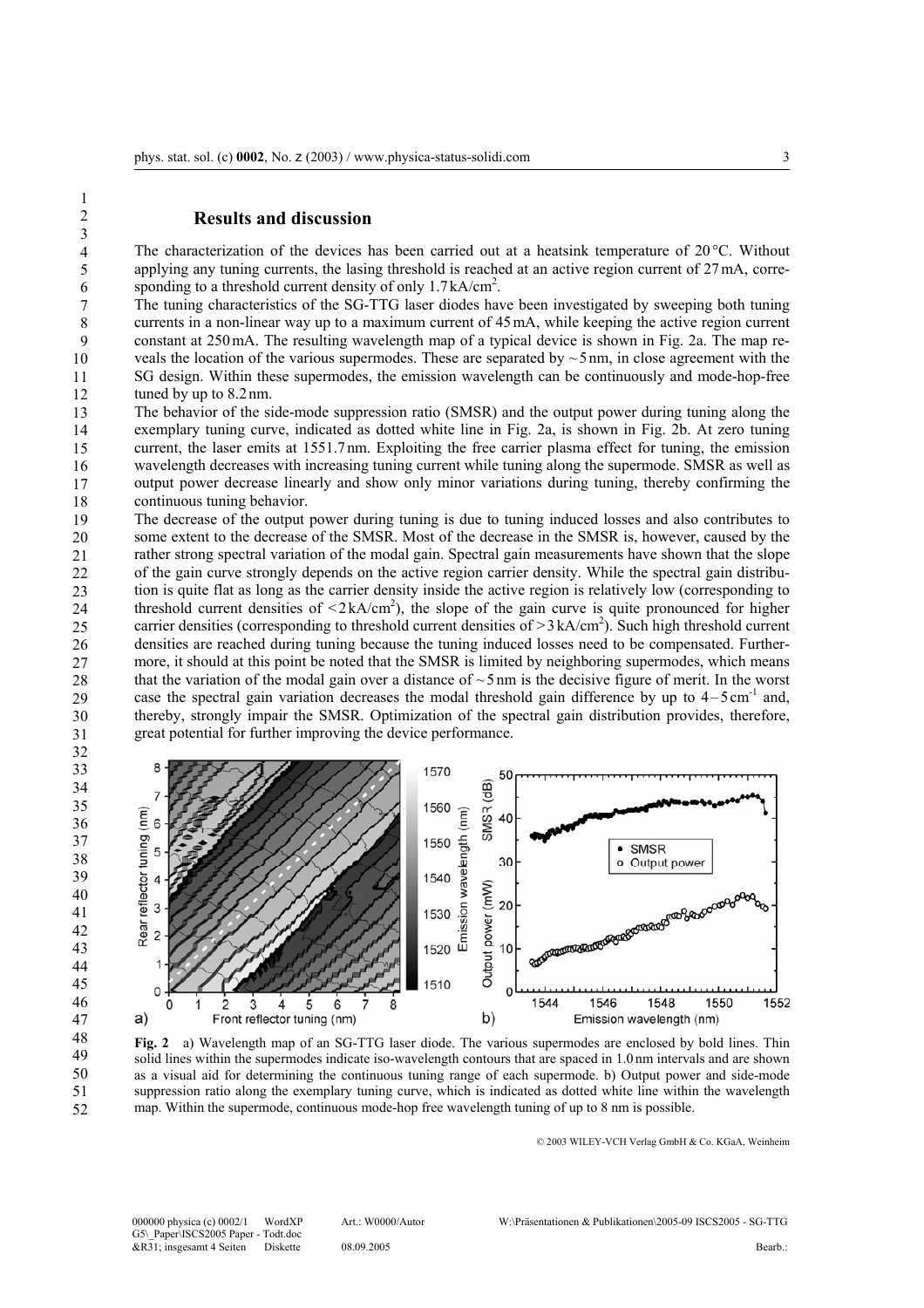## Results and discussion

The characterization of the devices has been carried out at a heatsink temperature of 20 °C. Without applying any tuning currents, the lasing threshold is reached at an active region current of 27 mA, corresponding to a threshold current density of only 1.7 kA/cm$^2$.

The tuning characteristics of the SG-TTG laser diodes have been investigated by sweeping both tuning currents in a non-linear way up to a maximum current of 45 mA, while keeping the active region current constant at 250 mA. The resulting wavelength map of a typical device is shown in Fig. 2a. The map reveals the location of the various supermodes. These are separated by ~5 nm, in close agreement with the SG design. Within these supermodes, the emission wavelength can be continuously and mode-hop-free tuned by up to 8.2 nm.

The behavior of the side-mode suppression ratio (SMSR) and the output power during tuning along the exemplary tuning curve, indicated as dotted white line in Fig. 2a, is shown in Fig. 2b. At zero tuning current, the laser emits at 1551.7 nm. Exploiting the free carrier plasma effect for tuning, the emission wavelength decreases with increasing tuning current while tuning along the supermode. SMSR as well as output power decrease linearly and show only minor variations during tuning, thereby confirming the continuous tuning behavior.

The decrease of the output power during tuning is due to tuning induced losses and also contributes to some extent to the decrease of the SMSR. Most of the decrease in the SMSR is, however, caused by the rather strong spectral variation of the modal gain. Spectral gain measurements have shown that the slope of the gain curve strongly depends on the active region carrier density. While the spectral gain distribution is quite flat as long as the carrier density inside the active region is relatively low (corresponding to threshold current densities of <2 kA/cm$^2$), the slope of the gain curve is quite pronounced for higher carrier densities (corresponding to threshold current densities of >3 kA/cm$^2$). Such high threshold current densities are reached during tuning because the tuning induced losses need to be compensated. Furthermore, it should at this point be noted that the SMSR is limited by neighboring supermodes, which means that the variation of the modal gain over a distance of ~5 nm is the decisive figure of merit. In the worst case the spectral gain variation decreases the modal threshold gain difference by up to 4 – 5 cm$^{-1}$ and, thereby, strongly impair the SMSR. Optimization of the spectral gain distribution provides, therefore, great potential for further improving the device performance.

**Fig. 2** a) Wavelength map of an SG-TTG laser diode. The various supermodes are enclosed by bold lines. Thin solid lines within the supermodes indicate iso-wavelength contours that are spaced in 1.0 nm intervals and are shown as a visual aid for determining the continuous tuning range of each supermode. b) Output power and side-mode suppression ratio along the exemplary tuning curve, which is indicated as dotted white line within the wavelength map. Within the supermode, continuous mode-hop free wavelength tuning of up to 8 nm is possible.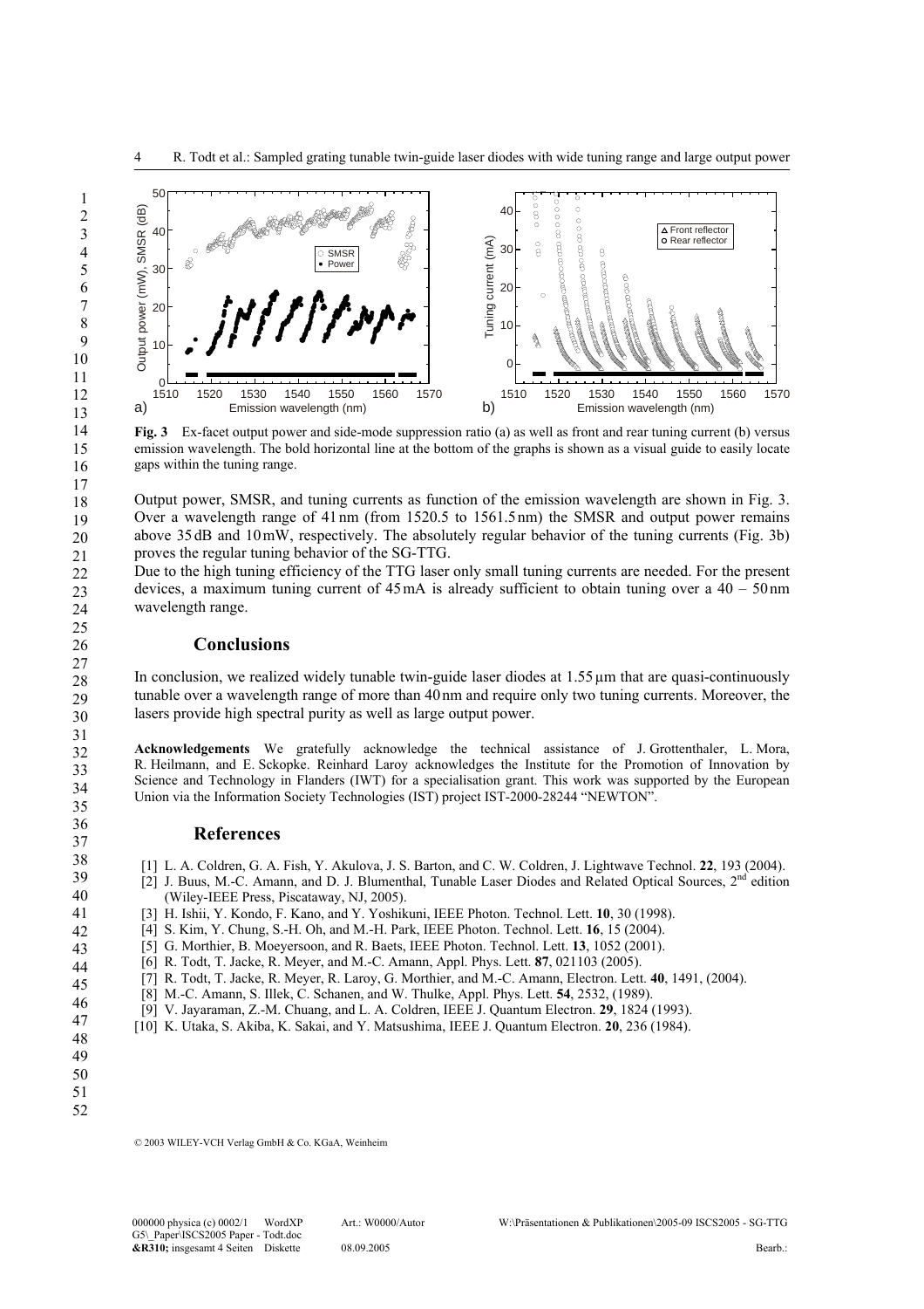a)

Output power (mW), SMSR (dB)

50
40
30
20
10
0

SMSR
Power

1510 1520 1530 1540 1550 1560 1570

Emission wavelength (nm)

b)

Tuning current (mA)

40
30
20
10
0

Front reflector
Rear reflector

1510 1520 1530 1540 1550 1560 1570

Emission wavelength (nm)

**Fig. 3** Ex-facet output power and side-mode suppression ratio (a) as well as front and rear tuning current (b) versus emission wavelength. The bold horizontal line at the bottom of the graphs is shown as a visual guide to easily locate gaps within the tuning range.

Output power, SMSR, and tuning currents as function of the emission wavelength are shown in Fig. 3. Over a wavelength range of 41 nm (from 1520.5 to 1561.5 nm) the SMSR and output power remains above 35 dB and 10 mW, respectively. The absolutely regular behavior of the tuning currents (Fig. 3b) proves the regular tuning behavior of the SG-TTG.

Due to the high tuning efficiency of the TTG laser only small tuning currents are needed. For the present devices, a maximum tuning current of 45 mA is already sufficient to obtain tuning over a 40 – 50 nm wavelength range.

## Conclusions

In conclusion, we realized widely tunable twin-guide laser diodes at 1.55 µm that are quasi-continuously tunable over a wavelength range of more than 40 nm and require only two tuning currents. Moreover, the lasers provide high spectral purity as well as large output power.

**Acknowledgements** We gratefully acknowledge the technical assistance of J. Grottenthaler, L. Mora, R. Heilmann, and E. Sckopke. Reinhard Laroy acknowledges the Institute for the Promotion of Innovation by Science and Technology in Flanders (IWT) for a specialisation grant. This work was supported by the European Union via the Information Society Technologies (IST) project IST-2000-28244 "NEWTON".

## References

[1] L. A. Coldren, G. A. Fish, Y. Akulova, J. S. Barton, and C. W. Coldren, J. Lightwave Technol. **22**, 193 (2004).
[2] J. Buus, M.-C. Amann, and D. J. Blumenthal, Tunable Laser Diodes and Related Optical Sources, 2nd edition (Wiley-IEEE Press, Piscataway, NJ, 2005).
[3] H. Ishii, Y. Kondo, F. Kano, and Y. Yoshikuni, IEEE Photon. Technol. Lett. **10**, 30 (1998).
[4] S. Kim, Y. Chung, S.-H. Oh, and M.-H. Park, IEEE Photon. Technol. Lett. **16**, 15 (2004).
[5] G. Morthier, B. Moeyersoon, and R. Baets, IEEE Photon. Technol. Lett. **13**, 1052 (2001).
[6] R. Todt, T. Jacke, R. Meyer, and M.-C. Amann, Appl. Phys. Lett. **87**, 021103 (2005).
[7] R. Todt, T. Jacke, R. Meyer, R. Laroy, G. Morthier, and M.-C. Amann, Electron. Lett. **40**, 1491, (2004).
[8] M.-C. Amann, S. Illek, C. Schanen, and W. Thulke, Appl. Phys. Lett. **54**, 2532, (1989).
[9] V. Jayaraman, Z.-M. Chuang, and L. A. Coldren, IEEE J. Quantum Electron. **29**, 1824 (1993).
[10] K. Utaka, S. Akiba, K. Sakai, and Y. Matsushima, IEEE J. Quantum Electron. **20**, 236 (1984).